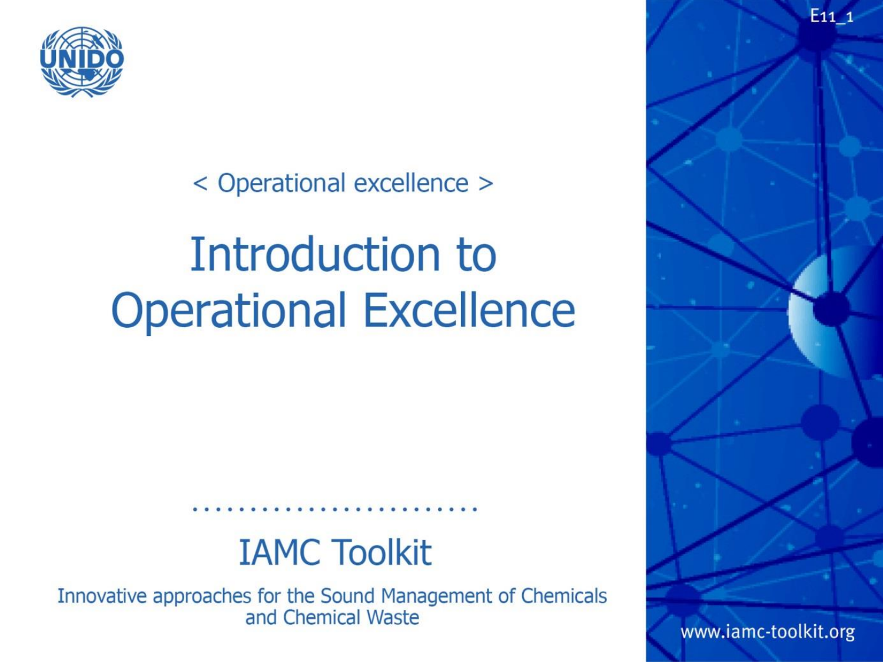< Operational excellence >

# Introduction to Operational Excellence

........................

## IAMC Toolkit

Innovative approaches for the Sound Management of Chemicals and Chemical Waste

www.iamc-toolkit.org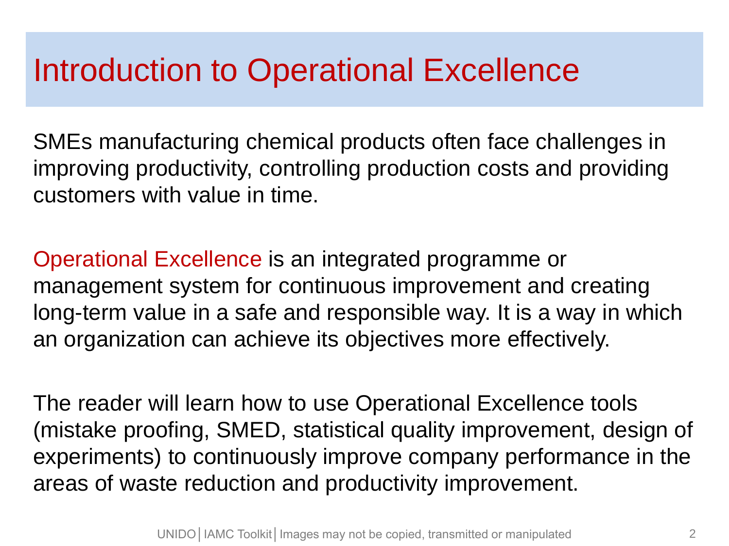# Introduction to Operational Excellence

SMEs manufacturing chemical products often face challenges in improving productivity, controlling production costs and providing customers with value in time.

Operational Excellence is an integrated programme or management system for continuous improvement and creating long-term value in a safe and responsible way. It is a way in which an organization can achieve its objectives more effectively.

The reader will learn how to use Operational Excellence tools (mistake proofing, SMED, statistical quality improvement, design of experiments) to continuously improve company performance in the areas of waste reduction and productivity improvement.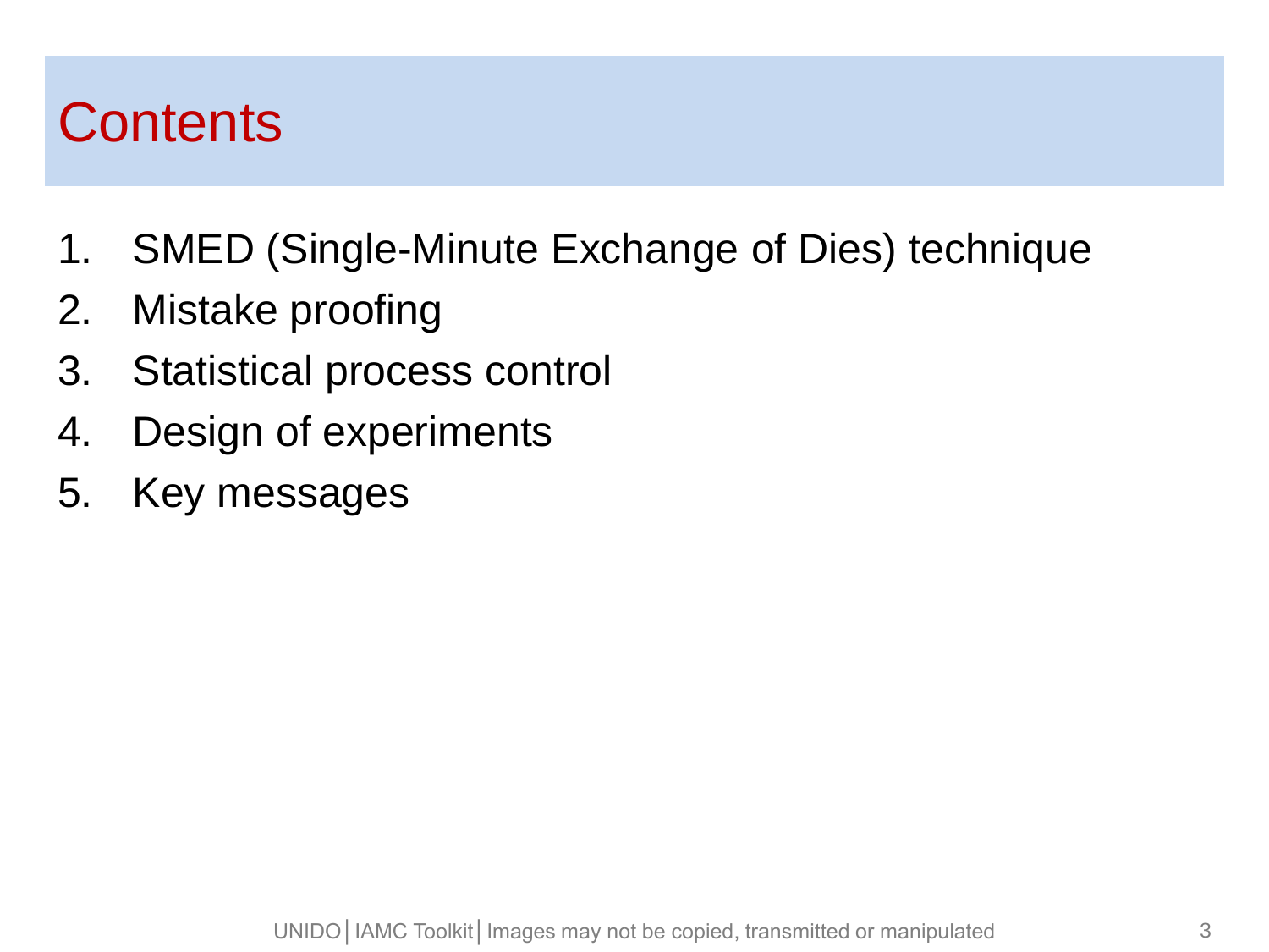# Contents

1. SMED (Single-Minute Exchange of Dies) technique
2. Mistake proofing
3. Statistical process control
4. Design of experiments
5. Key messages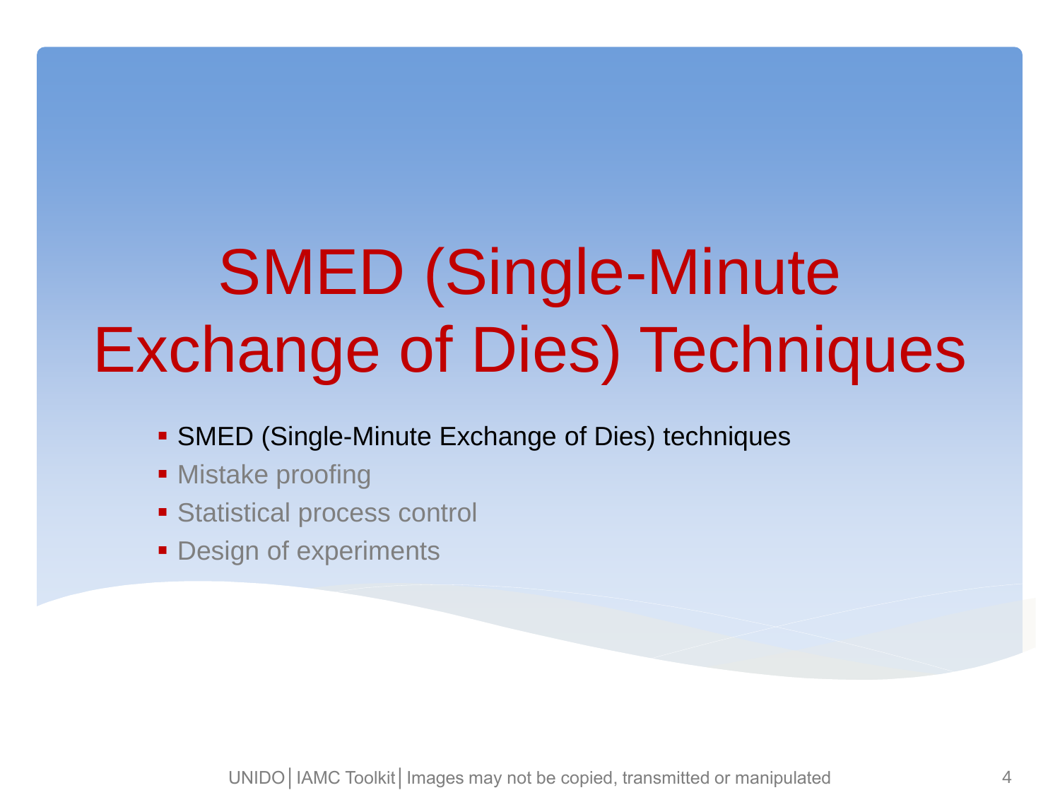# SMED (Single-Minute Exchange of Dies) Techniques

- SMED (Single-Minute Exchange of Dies) techniques
- Mistake proofing
- Statistical process control
- Design of experiments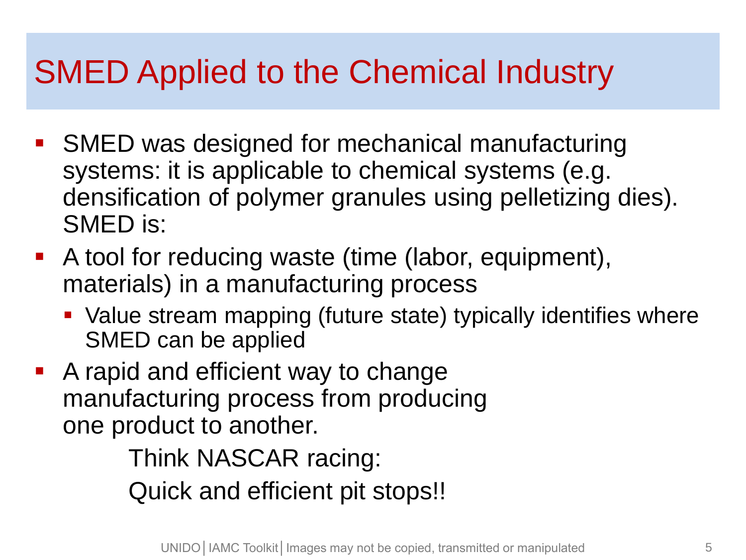# SMED Applied to the Chemical Industry

- SMED was designed for mechanical manufacturing systems: it is applicable to chemical systems (e.g. densification of polymer granules using pelletizing dies). SMED is:
- A tool for reducing waste (time (labor, equipment), materials) in a manufacturing process
  - Value stream mapping (future state) typically identifies where SMED can be applied
- A rapid and efficient way to change manufacturing process from producing one product to another.

Think NASCAR racing:

Quick and efficient pit stops!!

UNIDO | IAMC Toolkit | Images may not be copied, transmitted or manipulated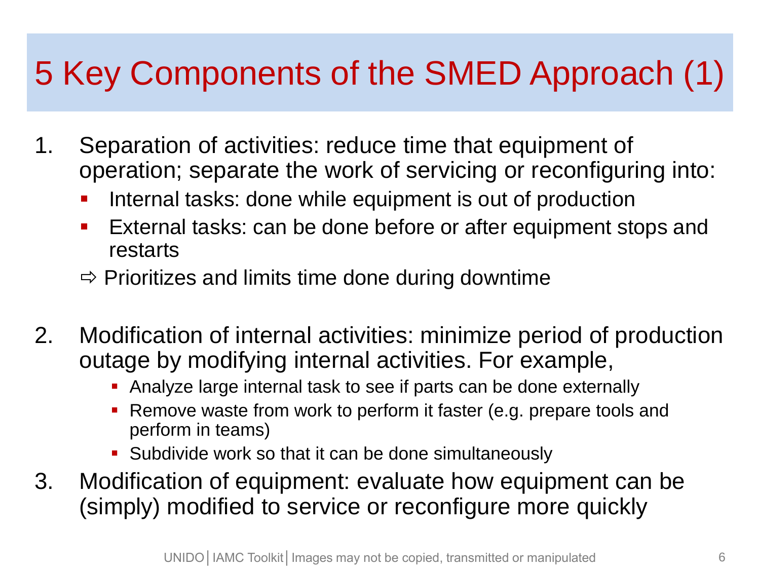# 5 Key Components of the SMED Approach (1)

1. Separation of activities: reduce time that equipment of operation; separate the work of servicing or reconfiguring into:
   - Internal tasks: done while equipment is out of production
   - External tasks: can be done before or after equipment stops and restarts

   ⇨ Prioritizes and limits time done during downtime

2. Modification of internal activities: minimize period of production outage by modifying internal activities. For example,
   - Analyze large internal task to see if parts can be done externally
   - Remove waste from work to perform it faster (e.g. prepare tools and perform in teams)
   - Subdivide work so that it can be done simultaneously
3. Modification of equipment: evaluate how equipment can be (simply) modified to service or reconfigure more quickly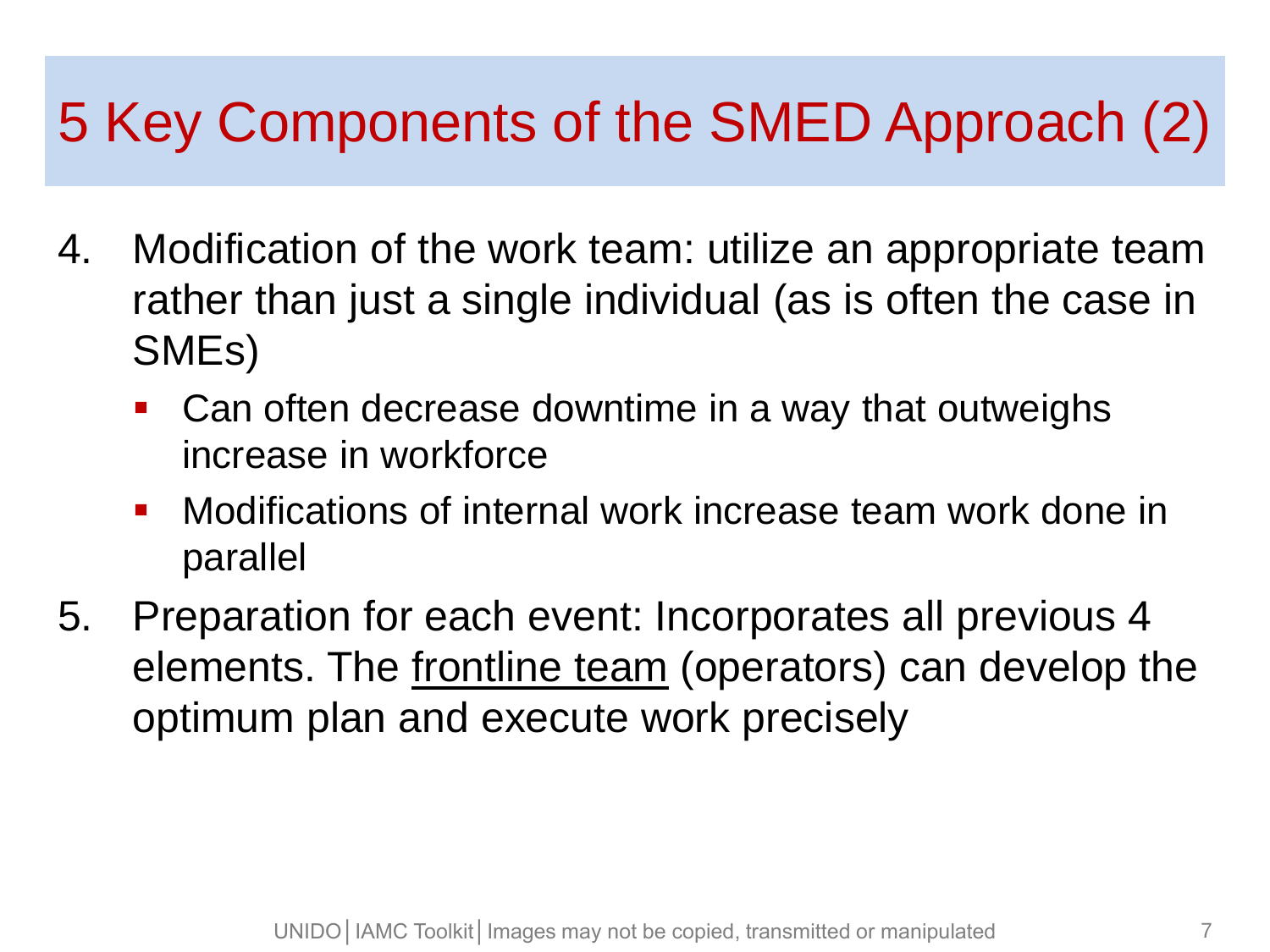# 5 Key Components of the SMED Approach (2)

4. Modification of the work team: utilize an appropriate team rather than just a single individual (as is often the case in SMEs)
   - Can often decrease downtime in a way that outweighs increase in workforce
   - Modifications of internal work increase team work done in parallel
5. Preparation for each event: Incorporates all previous 4 elements. The <u>frontline team</u> (operators) can develop the optimum plan and execute work precisely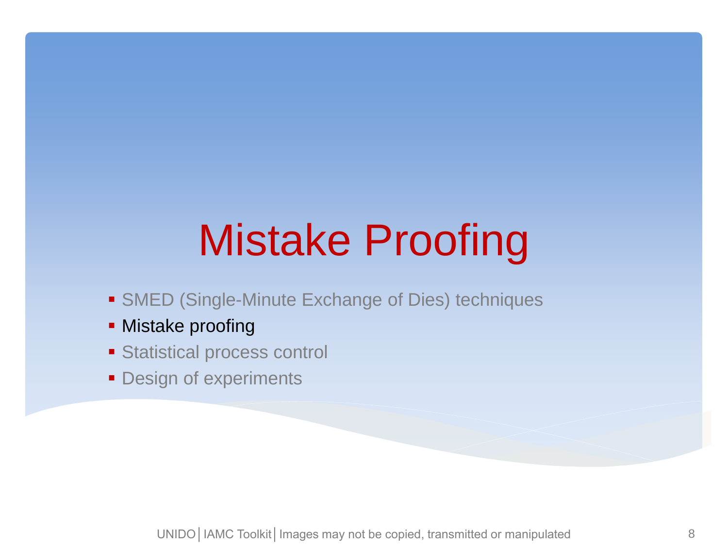# Mistake Proofing

- SMED (Single-Minute Exchange of Dies) techniques
- Mistake proofing
- Statistical process control
- Design of experiments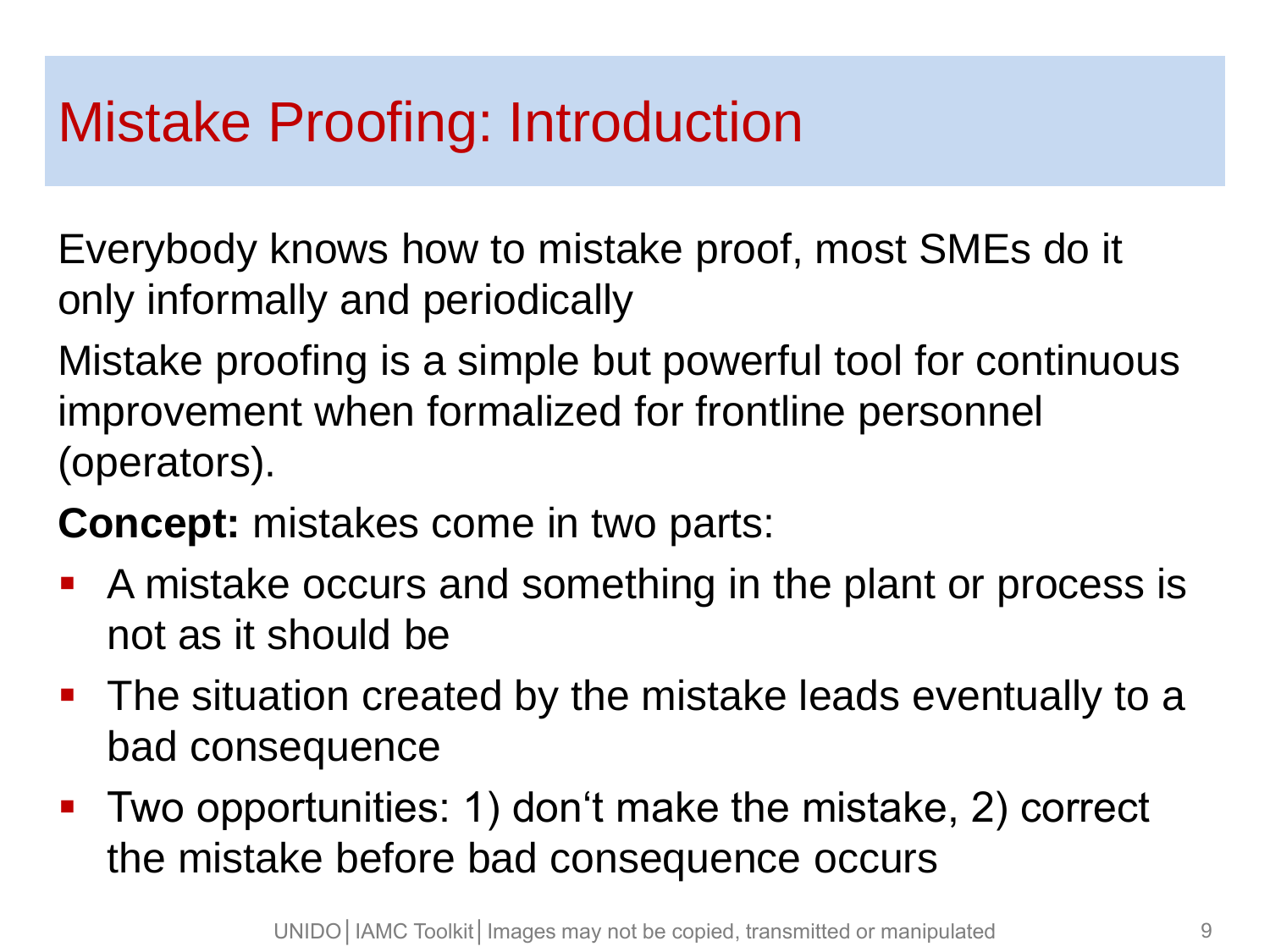# Mistake Proofing: Introduction

Everybody knows how to mistake proof, most SMEs do it only informally and periodically

Mistake proofing is a simple but powerful tool for continuous improvement when formalized for frontline personnel (operators).

**Concept:** mistakes come in two parts:

- A mistake occurs and something in the plant or process is not as it should be
- The situation created by the mistake leads eventually to a bad consequence
- Two opportunities: 1) don‘t make the mistake, 2) correct the mistake before bad consequence occurs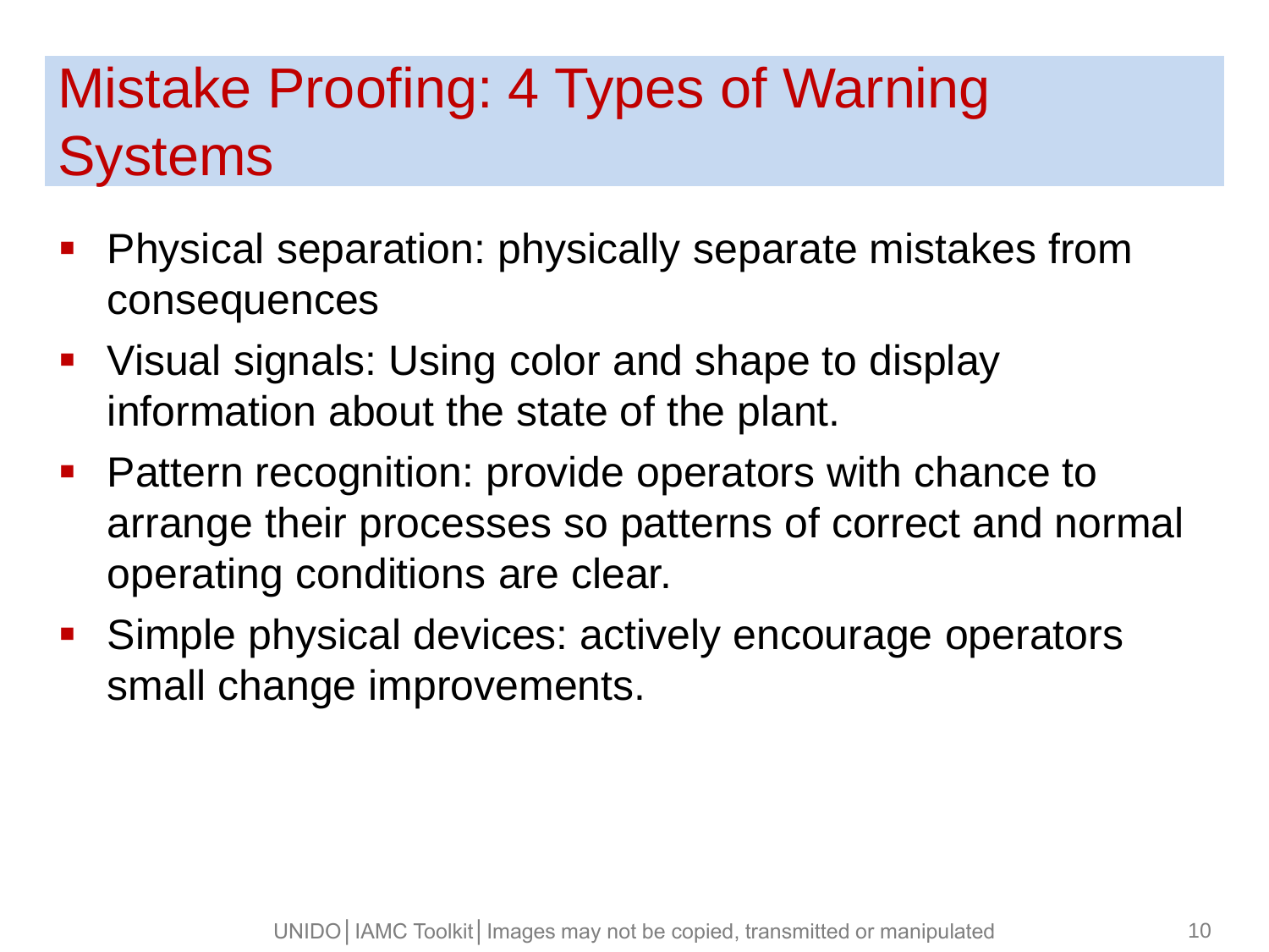# Mistake Proofing: 4 Types of Warning Systems

- Physical separation: physically separate mistakes from consequences
- Visual signals: Using color and shape to display information about the state of the plant.
- Pattern recognition: provide operators with chance to arrange their processes so patterns of correct and normal operating conditions are clear.
- Simple physical devices: actively encourage operators small change improvements.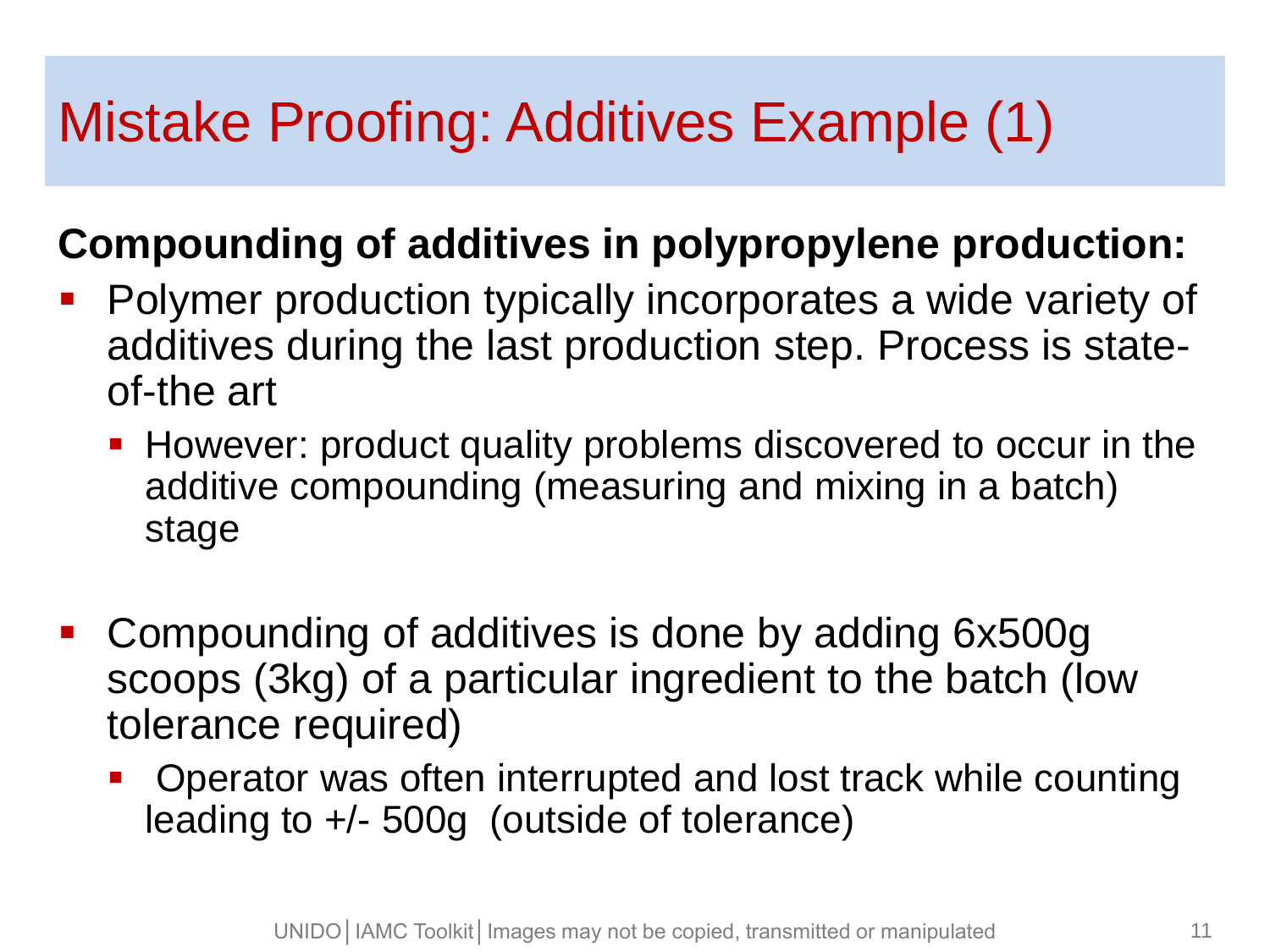# Mistake Proofing: Additives Example (1)

**Compounding of additives in polypropylene production:**

- Polymer production typically incorporates a wide variety of additives during the last production step. Process is state-of-the art
  - However: product quality problems discovered to occur in the additive compounding (measuring and mixing in a batch) stage

- Compounding of additives is done by adding 6x500g scoops (3kg) of a particular ingredient to the batch (low tolerance required)
  - Operator was often interrupted and lost track while counting leading to +/- 500g (outside of tolerance)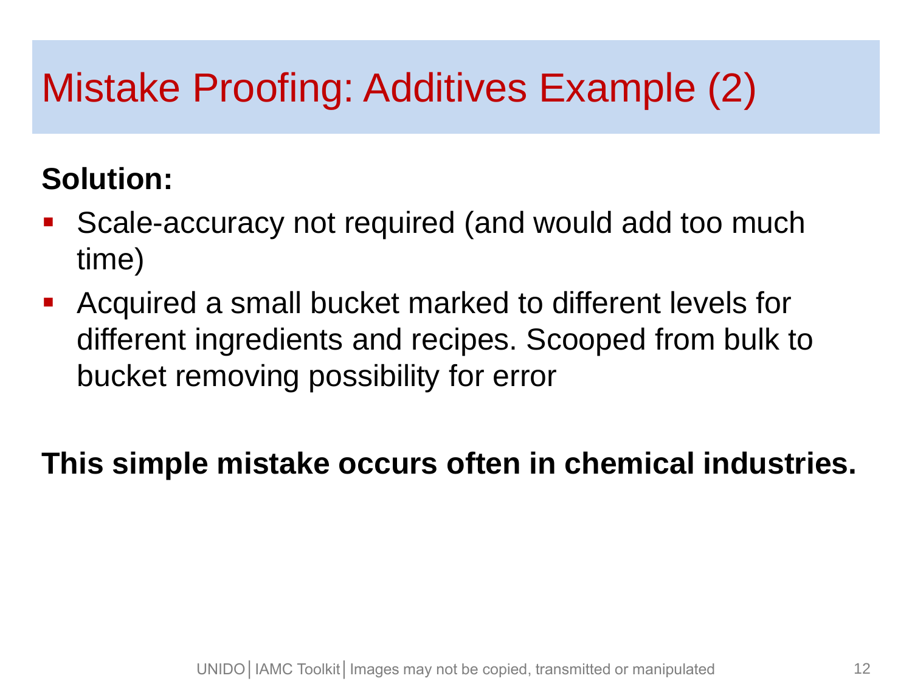# Mistake Proofing: Additives Example (2)

**Solution:**

- Scale-accuracy not required (and would add too much time)
- Acquired a small bucket marked to different levels for different ingredients and recipes. Scooped from bulk to bucket removing possibility for error

**This simple mistake occurs often in chemical industries.**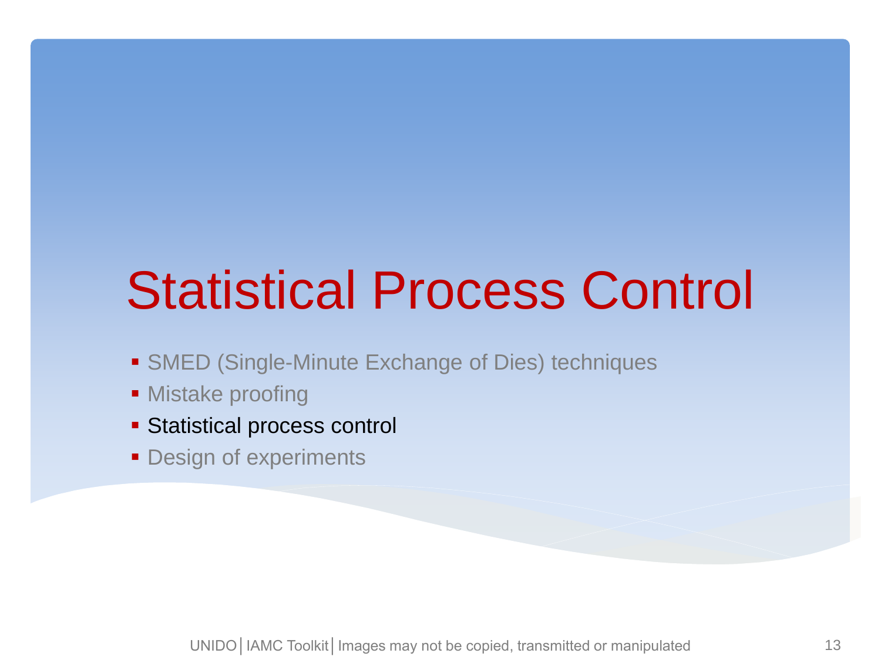# Statistical Process Control

- SMED (Single-Minute Exchange of Dies) techniques
- Mistake proofing
- Statistical process control
- Design of experiments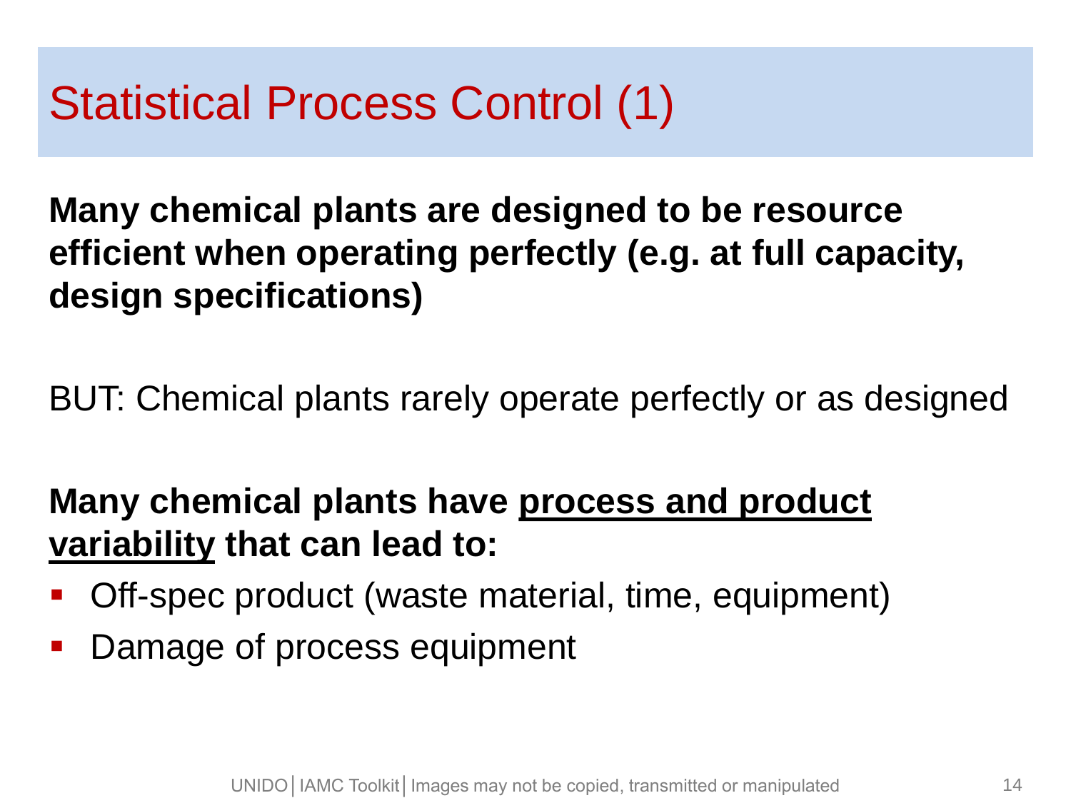# Statistical Process Control (1)

**Many chemical plants are designed to be resource efficient when operating perfectly (e.g. at full capacity, design specifications)**

BUT: Chemical plants rarely operate perfectly or as designed

**Many chemical plants have <u>process and product variability</u> that can lead to:**

- Off-spec product (waste material, time, equipment)
- Damage of process equipment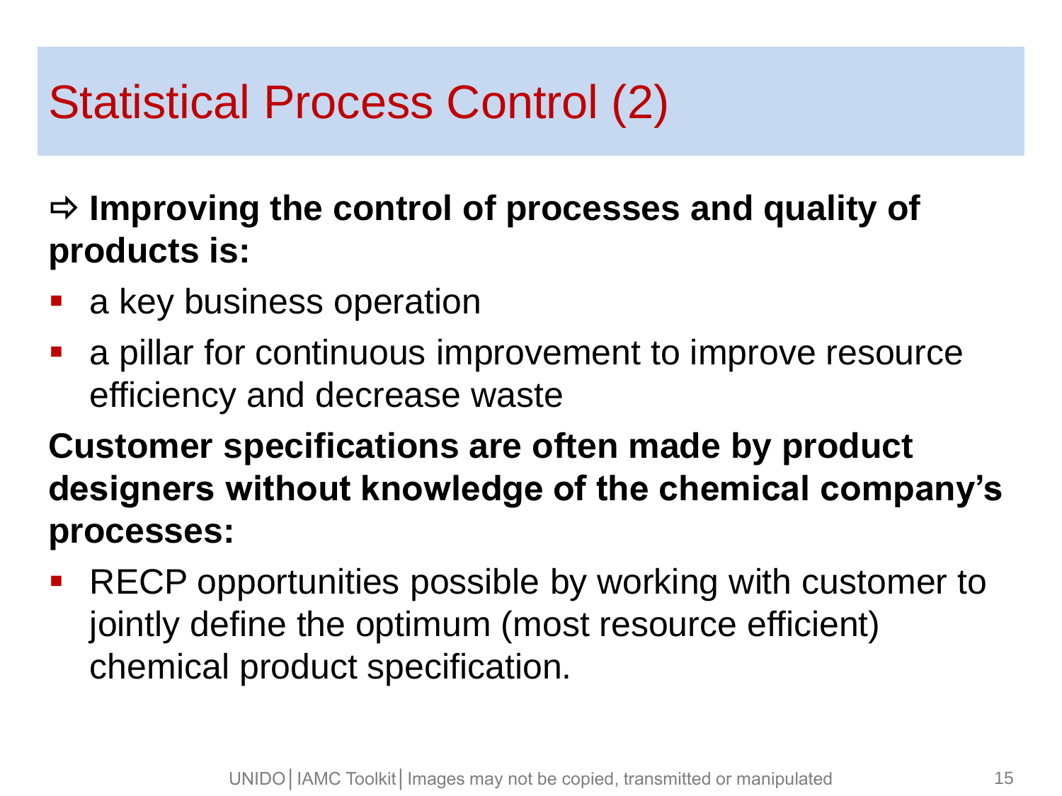# Statistical Process Control (2)

**⇨ Improving the control of processes and quality of products is:**

- a key business operation
- a pillar for continuous improvement to improve resource efficiency and decrease waste

**Customer specifications are often made by product designers without knowledge of the chemical company's processes:**

- RECP opportunities possible by working with customer to jointly define the optimum (most resource efficient) chemical product specification.

UNIDO | IAMC Toolkit | Images may not be copied, transmitted or manipulated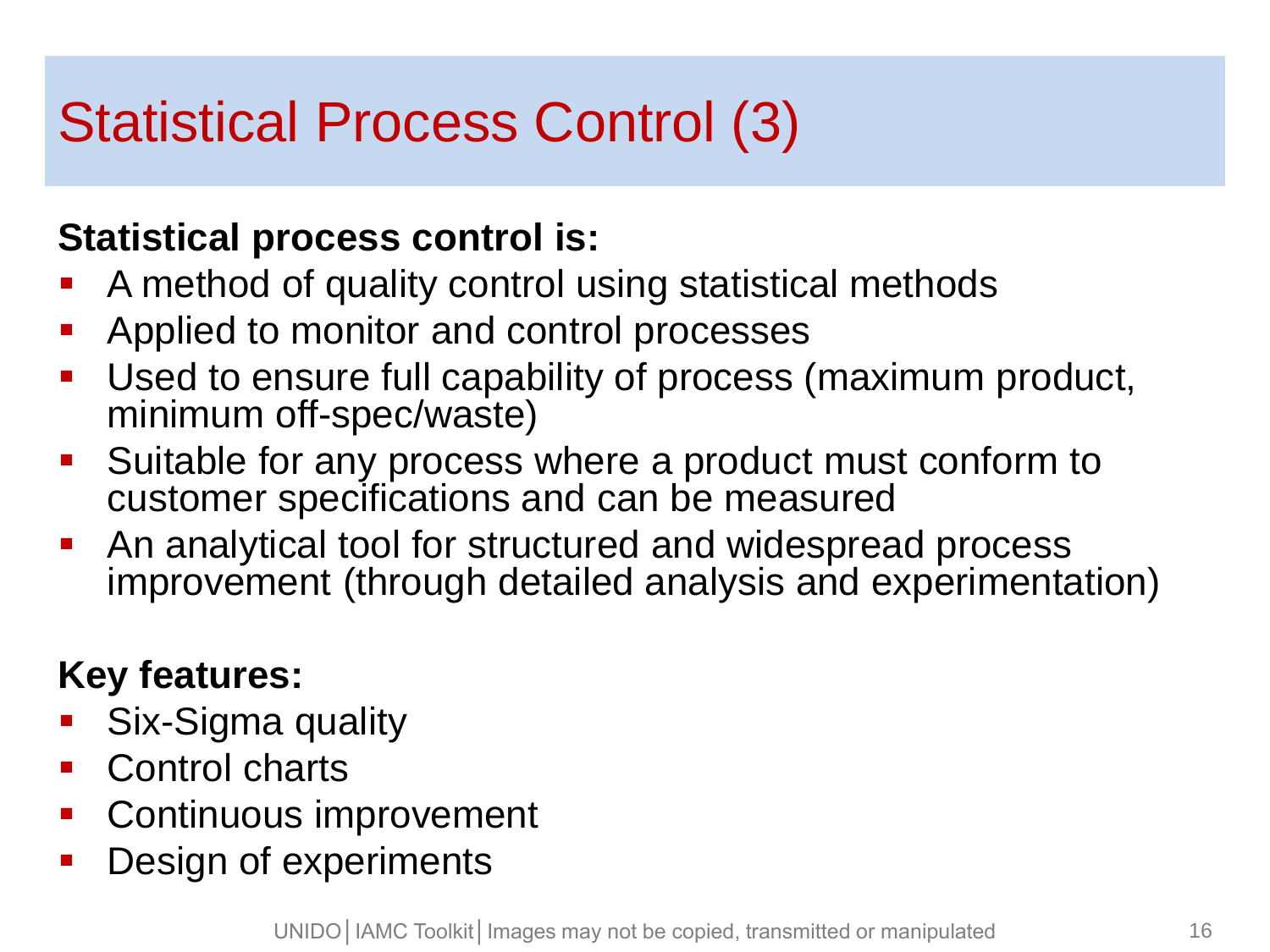# Statistical Process Control (3)

**Statistical process control is:**

- A method of quality control using statistical methods
- Applied to monitor and control processes
- Used to ensure full capability of process (maximum product, minimum off-spec/waste)
- Suitable for any process where a product must conform to customer specifications and can be measured
- An analytical tool for structured and widespread process improvement (through detailed analysis and experimentation)

**Key features:**

- Six-Sigma quality
- Control charts
- Continuous improvement
- Design of experiments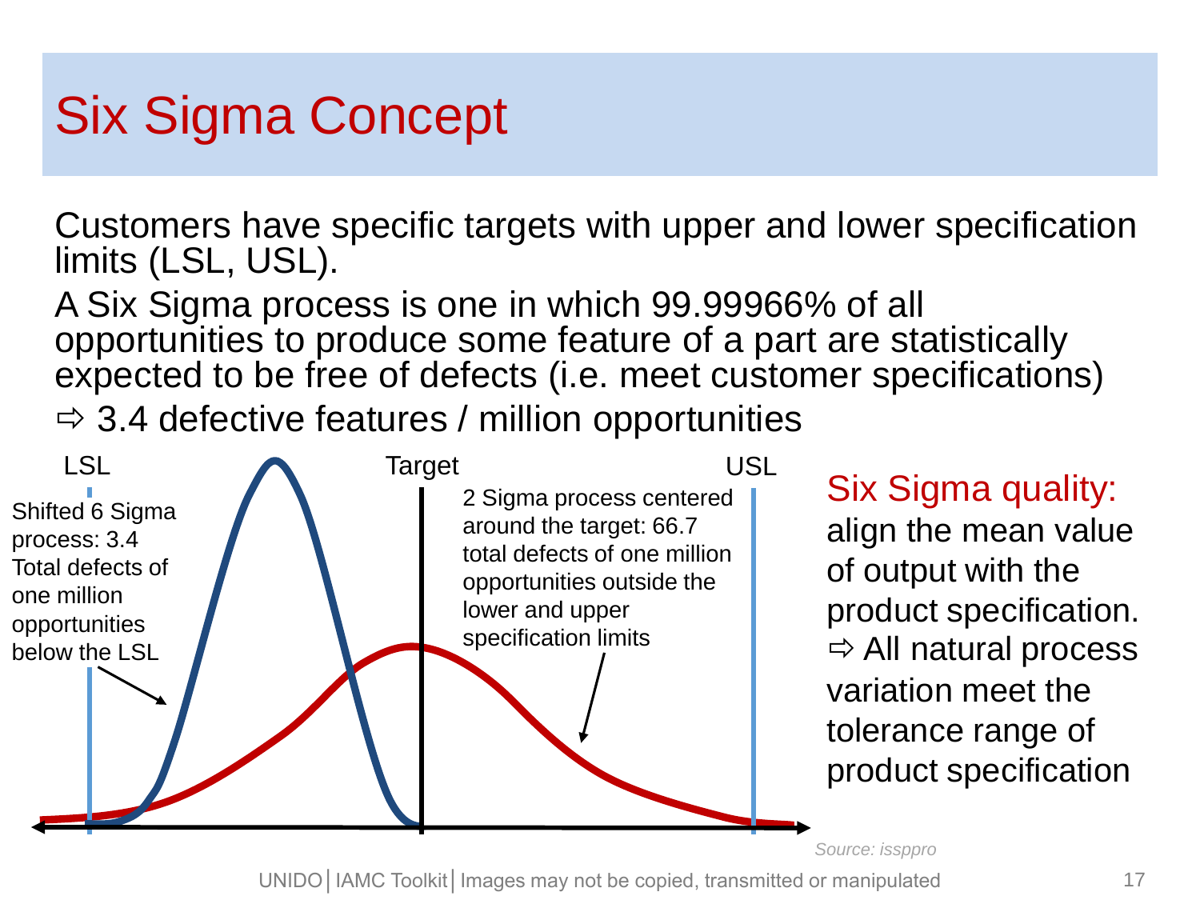# Six Sigma Concept

Customers have specific targets with upper and lower specification limits (LSL, USL).

A Six Sigma process is one in which 99.99966% of all opportunities to produce some feature of a part are statistically expected to be free of defects (i.e. meet customer specifications)

⇨ 3.4 defective features / million opportunities

LSL

Target

USL

Shifted 6 Sigma process: 3.4 Total defects of one million opportunities below the LSL

2 Sigma process centered around the target: 66.7 total defects of one million opportunities outside the lower and upper specification limits

**Six Sigma quality:** align the mean value of output with the product specification.

⇨ All natural process variation meet the tolerance range of product specification

*Source: issppro*

UNIDO│IAMC Toolkit│Images may not be copied, transmitted or manipulated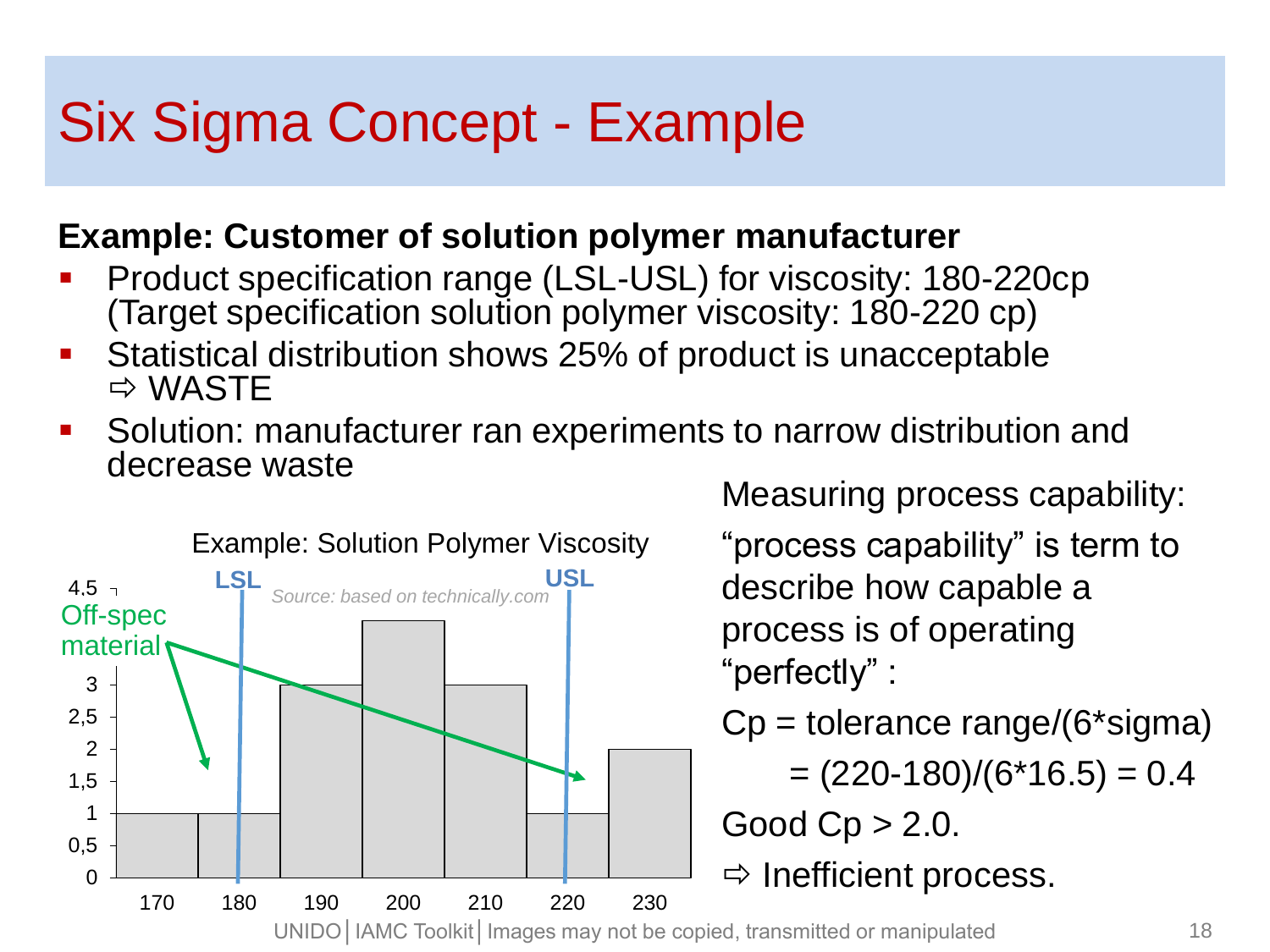# Six Sigma Concept - Example

**Example: Customer of solution polymer manufacturer**

- Product specification range (LSL-USL) for viscosity: 180-220cp (Target specification solution polymer viscosity: 180-220 cp)
- Statistical distribution shows 25% of product is unacceptable ⇨ WASTE
- Solution: manufacturer ran experiments to narrow distribution and decrease waste

Example: Solution Polymer Viscosity

*Source: based on technically.com*

Off-spec material

LSL USL

| Viscosity | 170 | 180 | 190 | 200 | 210 | 220 | 230 |
|---|---|---|---|---|---|---|---|
| Frequency | 1 | 1 | 3 | 4 | 3 | 1 | 2 |

Measuring process capability:

"process capability" is term to describe how capable a process is of operating "perfectly" :

Cp = tolerance range/(6*sigma)

= (220-180)/(6*16.5) = 0.4

Good Cp > 2.0.

⇨ Inefficient process.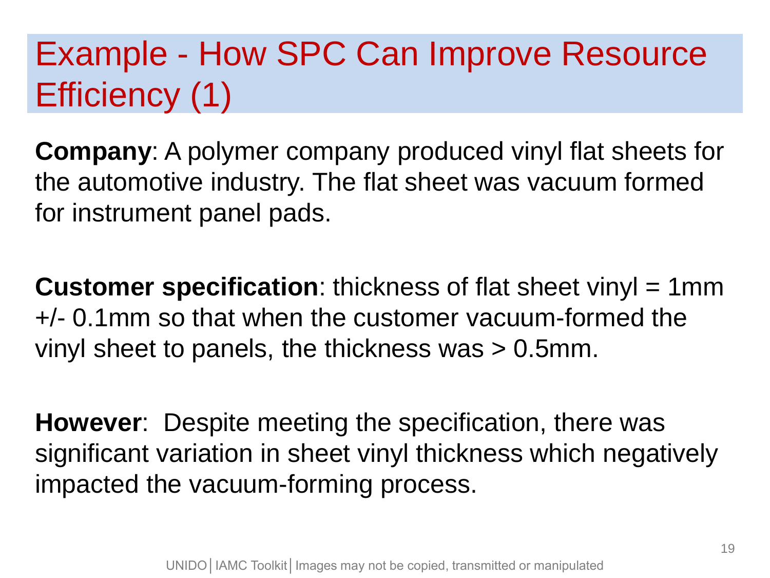# Example - How SPC Can Improve Resource Efficiency (1)

**Company**: A polymer company produced vinyl flat sheets for the automotive industry. The flat sheet was vacuum formed for instrument panel pads.

**Customer specification**: thickness of flat sheet vinyl = 1mm +/- 0.1mm so that when the customer vacuum-formed the vinyl sheet to panels, the thickness was > 0.5mm.

**However**: Despite meeting the specification, there was significant variation in sheet vinyl thickness which negatively impacted the vacuum-forming process.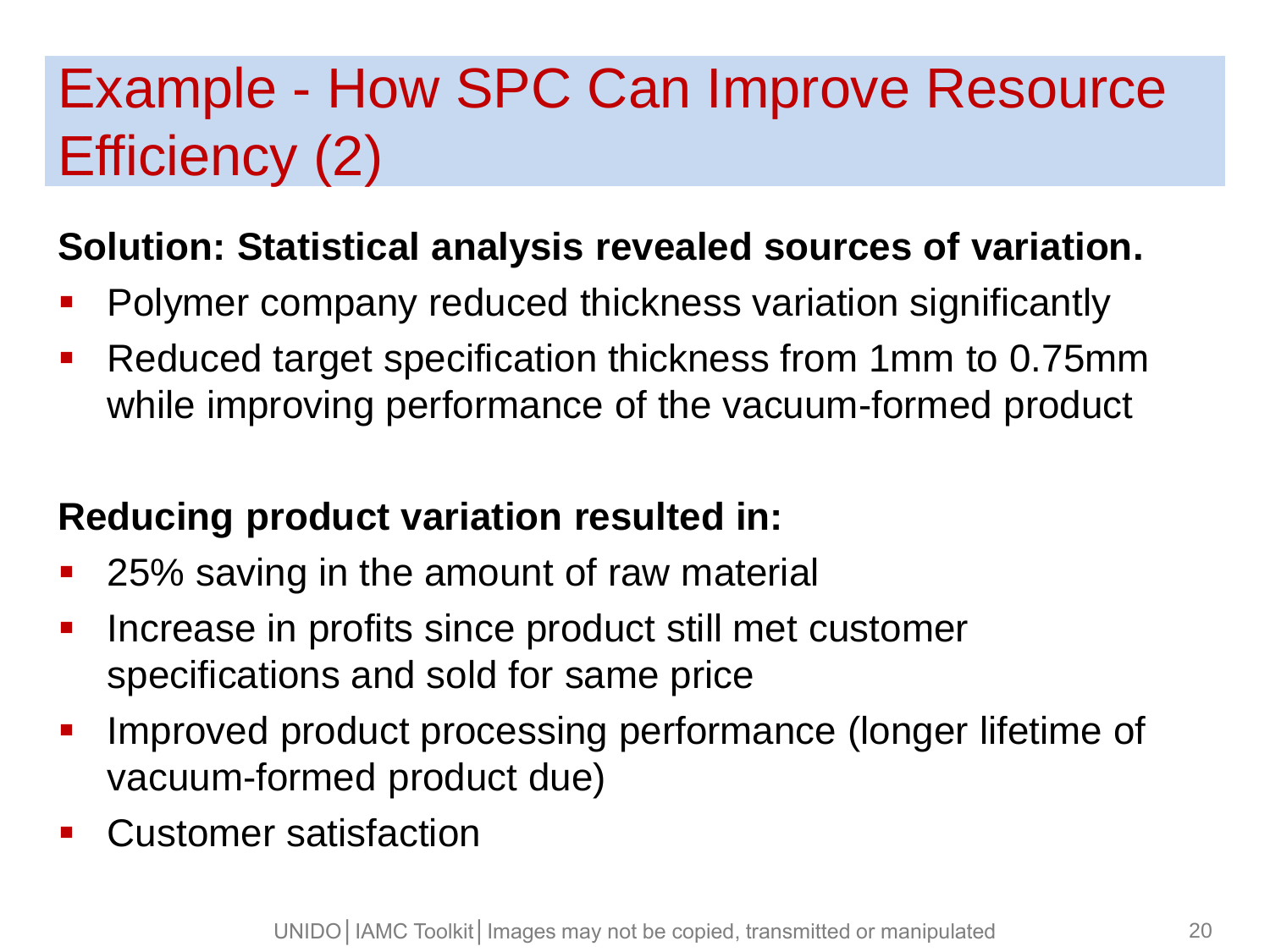# Example - How SPC Can Improve Resource Efficiency (2)

**Solution: Statistical analysis revealed sources of variation.**

- Polymer company reduced thickness variation significantly
- Reduced target specification thickness from 1mm to 0.75mm while improving performance of the vacuum-formed product

**Reducing product variation resulted in:**

- 25% saving in the amount of raw material
- Increase in profits since product still met customer specifications and sold for same price
- Improved product processing performance (longer lifetime of vacuum-formed product due)
- Customer satisfaction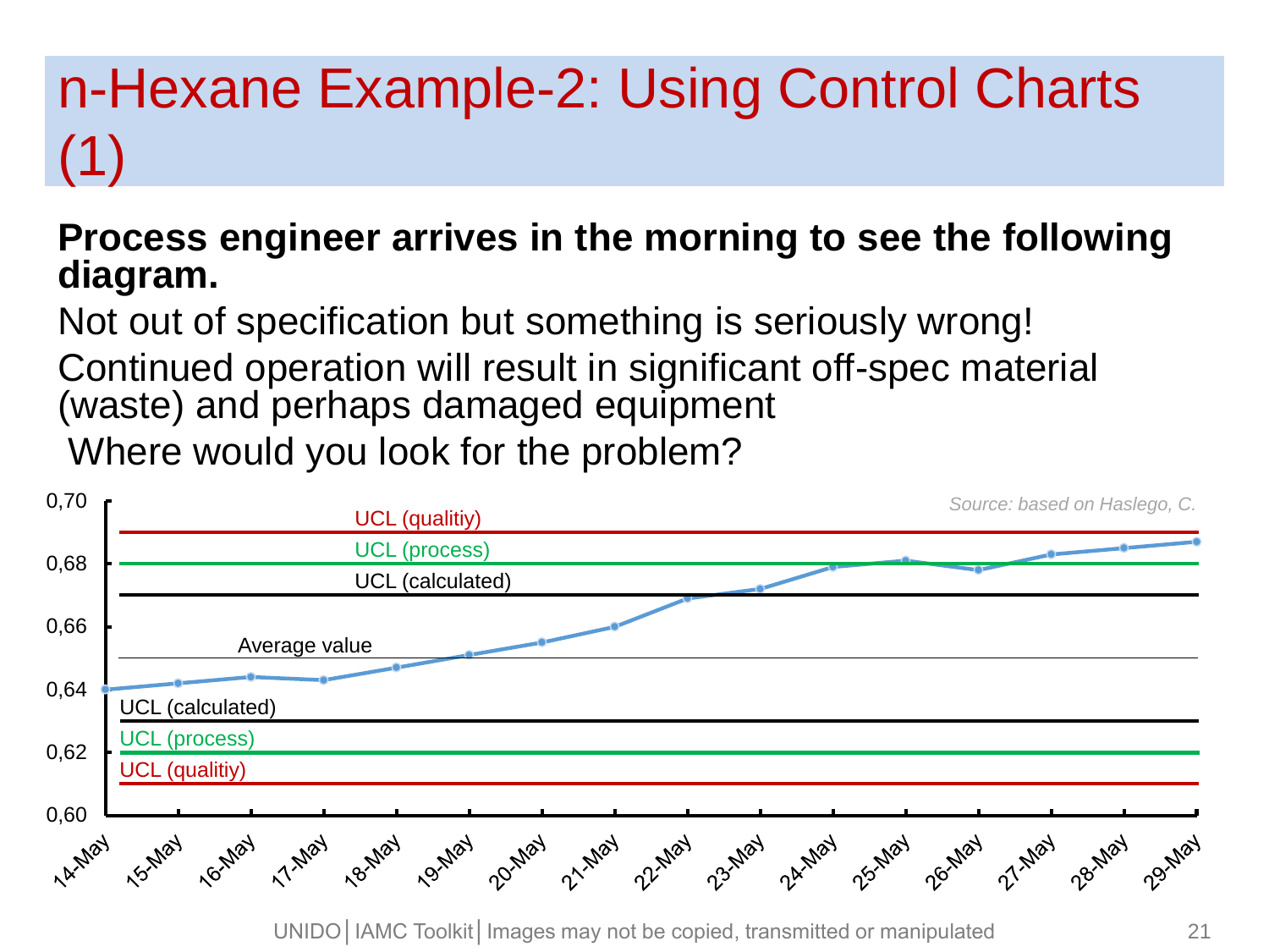# n-Hexane Example-2: Using Control Charts (1)

**Process engineer arrives in the morning to see the following diagram.**

Not out of specification but something is seriously wrong!

Continued operation will result in significant off-spec material (waste) and perhaps damaged equipment

Where would you look for the problem?

*Source: based on Haslego, C.*

UCL (qualitiy)

UCL (process)

UCL (calculated)

Average value

UCL (calculated)

UCL (process)

UCL (qualitiy)

0,70 · 0,68 · 0,66 · 0,64 · 0,62 · 0,60

14-May · 15-May · 16-May · 17-May · 18-May · 19-May · 20-May · 21-May · 22-May · 23-May · 24-May · 25-May · 26-May · 27-May · 28-May · 29-May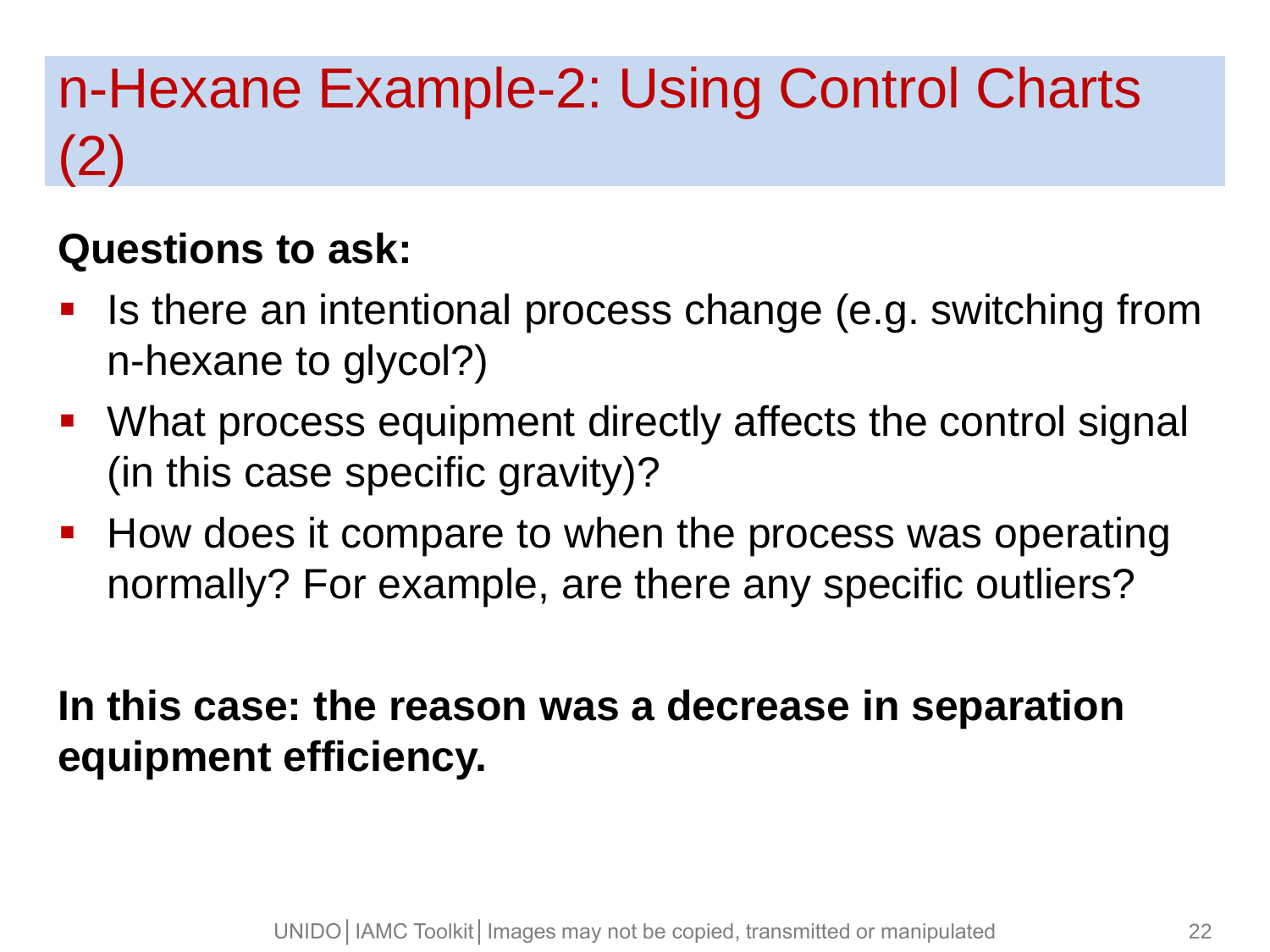# n-Hexane Example-2: Using Control Charts (2)

**Questions to ask:**

- Is there an intentional process change (e.g. switching from n-hexane to glycol?)
- What process equipment directly affects the control signal (in this case specific gravity)?
- How does it compare to when the process was operating normally? For example, are there any specific outliers?

**In this case: the reason was a decrease in separation equipment efficiency.**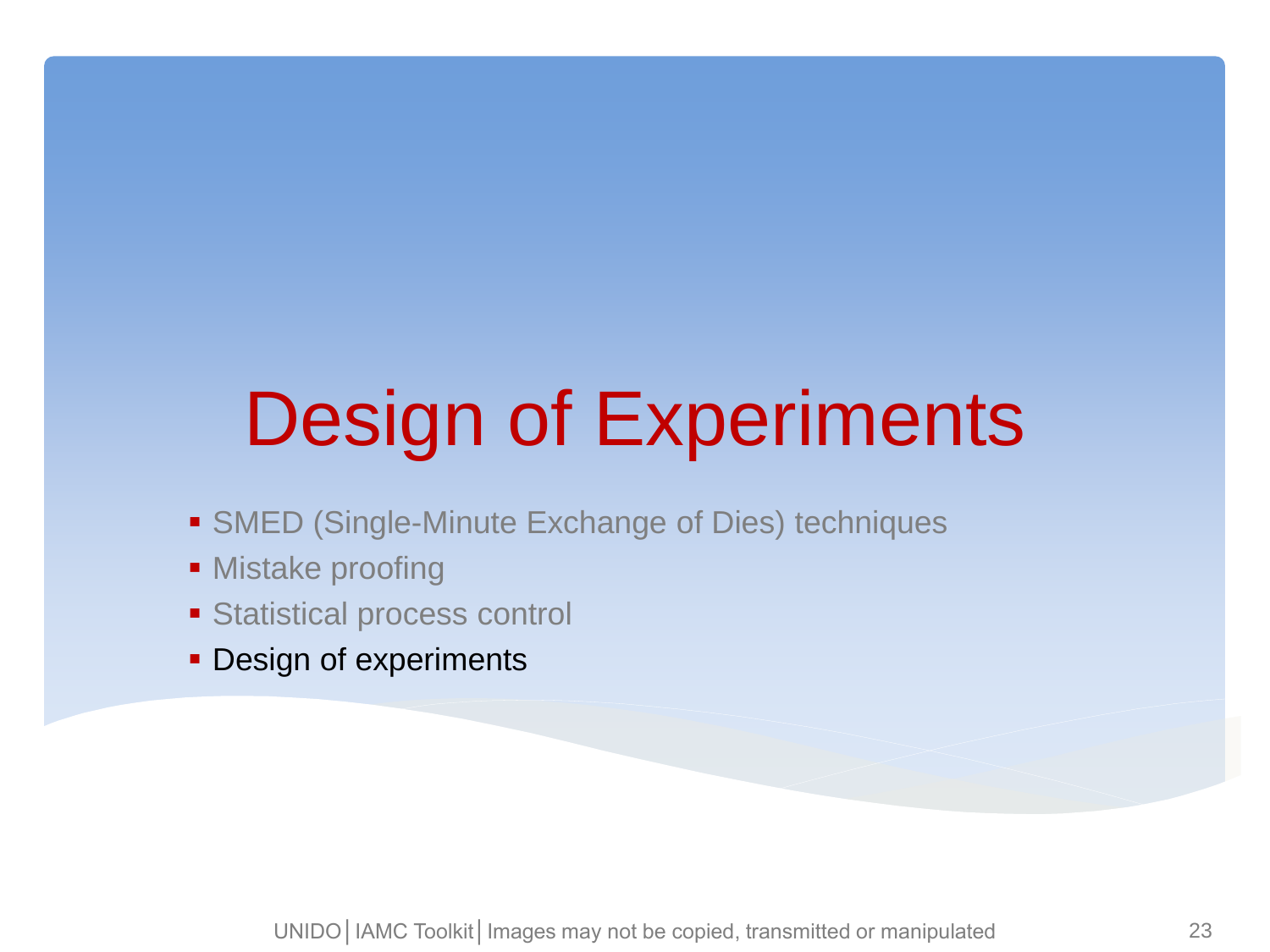# Design of Experiments

- SMED (Single-Minute Exchange of Dies) techniques
- Mistake proofing
- Statistical process control
- Design of experiments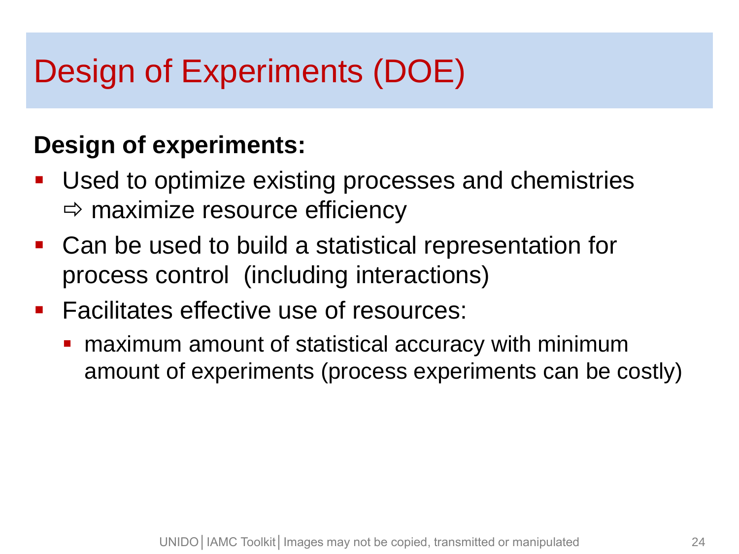# Design of Experiments (DOE)

**Design of experiments:**

- Used to optimize existing processes and chemistries
  ⇨ maximize resource efficiency
- Can be used to build a statistical representation for process control (including interactions)
- Facilitates effective use of resources:
  - maximum amount of statistical accuracy with minimum amount of experiments (process experiments can be costly)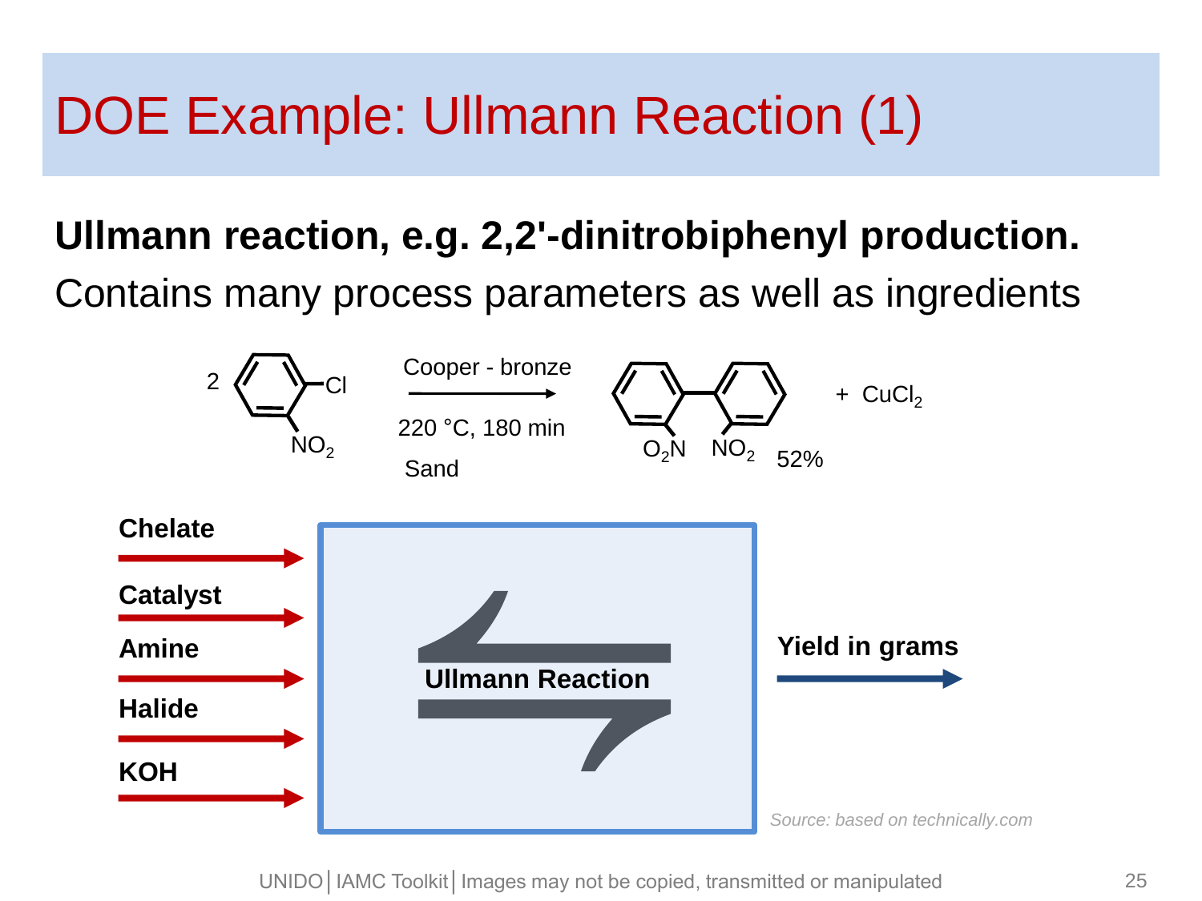# DOE Example: Ullmann Reaction (1)

**Ullmann reaction, e.g. 2,2'-dinitrobiphenyl production.**

Contains many process parameters as well as ingredients

2 (2-chloronitrobenzene: Cl, $NO_2$) → Cooper - bronze, 220 °C, 180 min, Sand → 2,2'-dinitrobiphenyl ($O_2N$, $NO_2$) 52% + $CuCl_2$

**Chelate** →
**Catalyst** →
**Amine** →
**Halide** →
**KOH** →

**Ullmann Reaction**

→ **Yield in grams**

*Source: based on technically.com*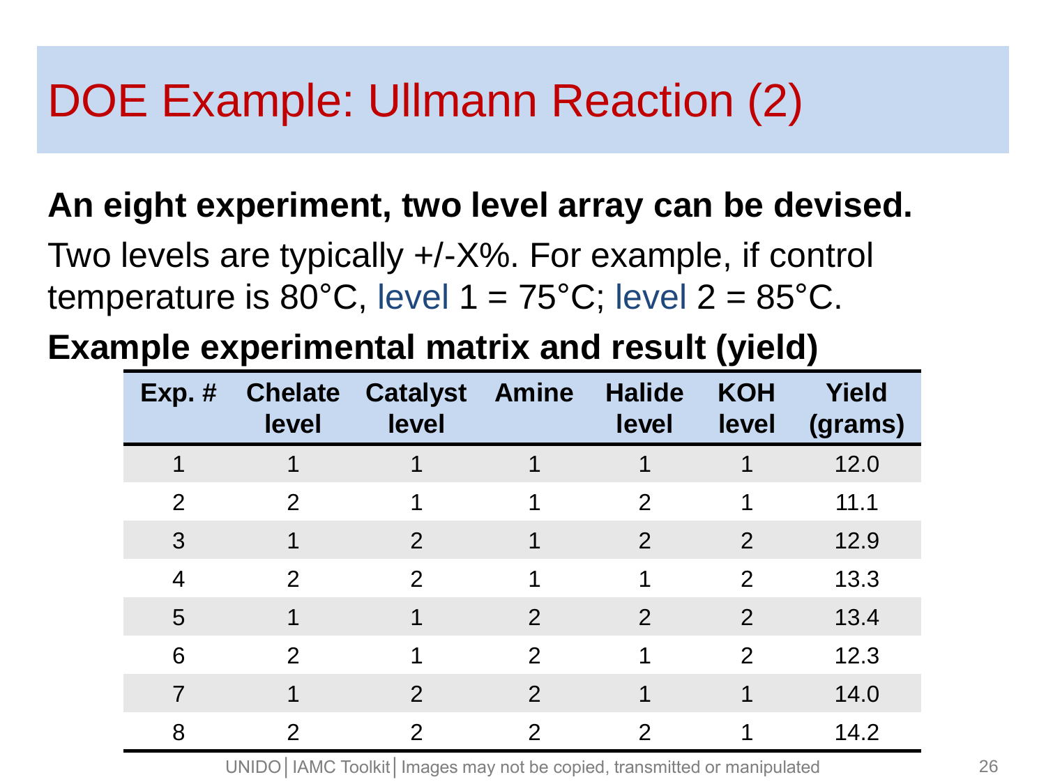# DOE Example: Ullmann Reaction (2)

**An eight experiment, two level array can be devised.**

Two levels are typically +/-X%. For example, if control temperature is 80°C, level 1 = 75°C; level 2 = 85°C.

**Example experimental matrix and result (yield)**

| Exp. # | Chelate level | Catalyst level | Amine | Halide level | KOH level | Yield (grams) |
|---|---|---|---|---|---|---|
| 1 | 1 | 1 | 1 | 1 | 1 | 12.0 |
| 2 | 2 | 1 | 1 | 2 | 1 | 11.1 |
| 3 | 1 | 2 | 1 | 2 | 2 | 12.9 |
| 4 | 2 | 2 | 1 | 1 | 2 | 13.3 |
| 5 | 1 | 1 | 2 | 2 | 2 | 13.4 |
| 6 | 2 | 1 | 2 | 1 | 2 | 12.3 |
| 7 | 1 | 2 | 2 | 1 | 1 | 14.0 |
| 8 | 2 | 2 | 2 | 2 | 1 | 14.2 |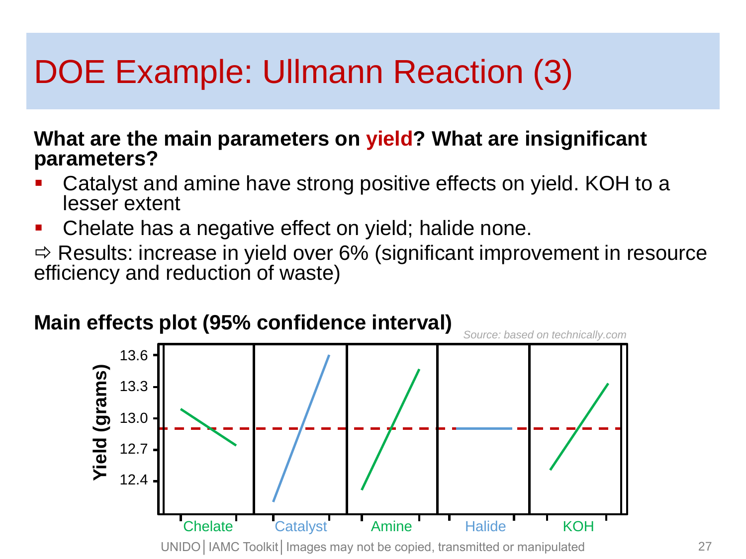# DOE Example: Ullmann Reaction (3)

**What are the main parameters on yield? What are insignificant parameters?**

- Catalyst and amine have strong positive effects on yield. KOH to a lesser extent
- Chelate has a negative effect on yield; halide none.

⇨ Results: increase in yield over 6% (significant improvement in resource efficiency and reduction of waste)

**Main effects plot (95% confidence interval)**

*Source: based on technically.com*

Yield (grams)

13.6
13.3
13.0
12.7
12.4

Chelate | Catalyst | Amine | Halide | KOH

UNIDO│IAMC Toolkit│Images may not be copied, transmitted or manipulated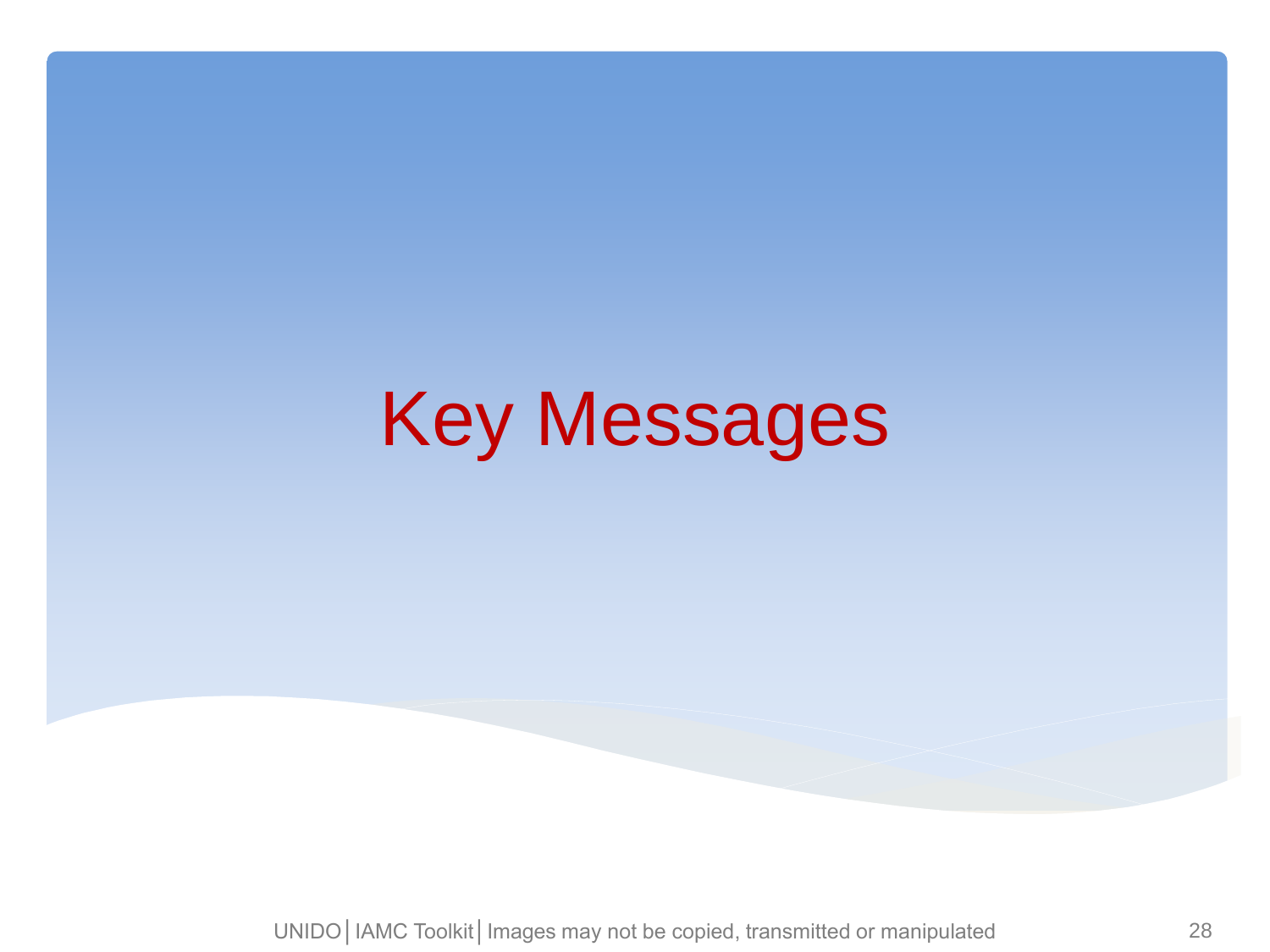# Key Messages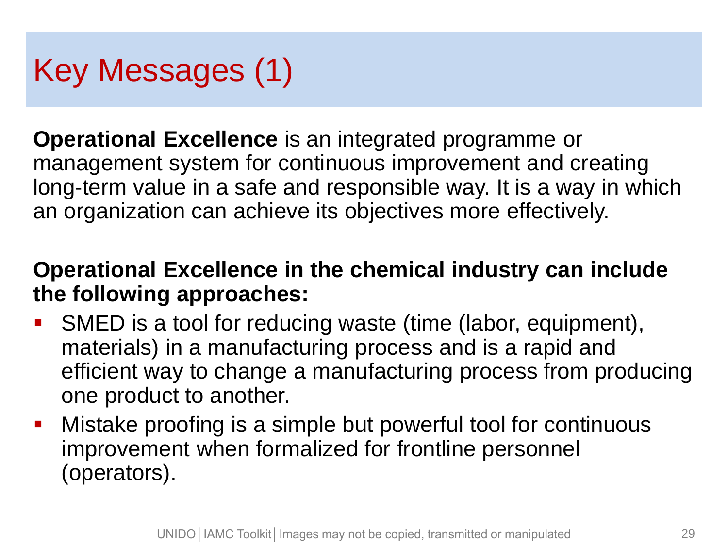# Key Messages (1)

**Operational Excellence** is an integrated programme or management system for continuous improvement and creating long-term value in a safe and responsible way. It is a way in which an organization can achieve its objectives more effectively.

**Operational Excellence in the chemical industry can include the following approaches:**

- SMED is a tool for reducing waste (time (labor, equipment), materials) in a manufacturing process and is a rapid and efficient way to change a manufacturing process from producing one product to another.
- Mistake proofing is a simple but powerful tool for continuous improvement when formalized for frontline personnel (operators).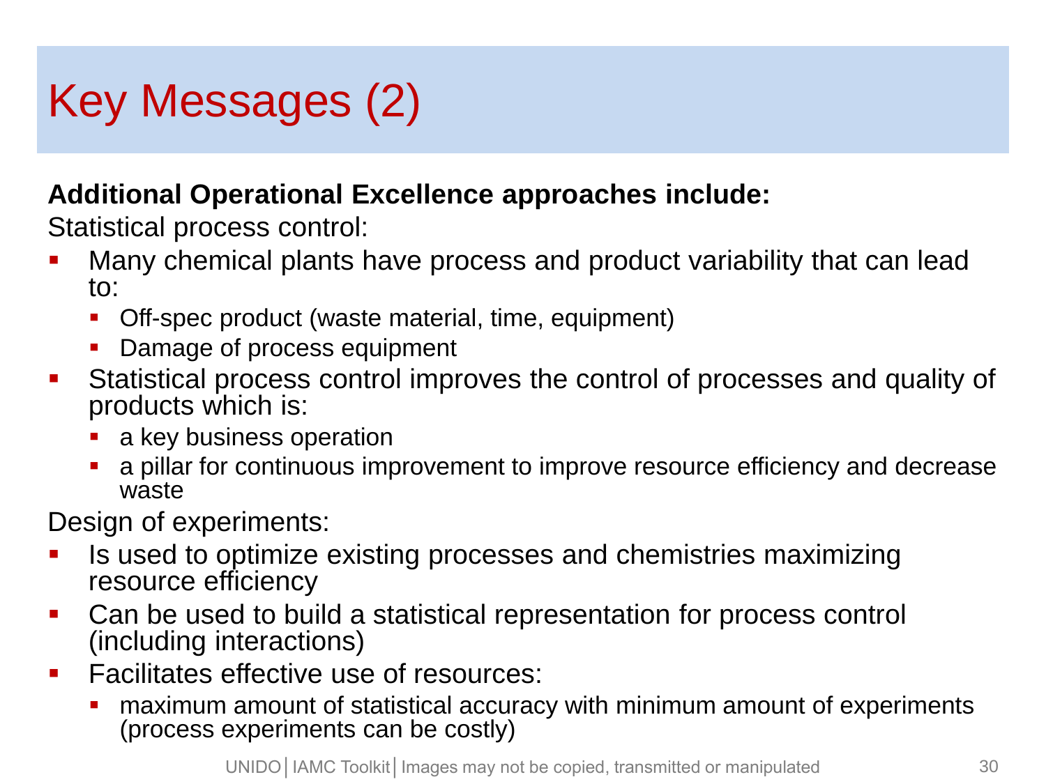# Key Messages (2)

**Additional Operational Excellence approaches include:**

Statistical process control:

- Many chemical plants have process and product variability that can lead to:
  - Off-spec product (waste material, time, equipment)
  - Damage of process equipment
- Statistical process control improves the control of processes and quality of products which is:
  - a key business operation
  - a pillar for continuous improvement to improve resource efficiency and decrease waste

Design of experiments:

- Is used to optimize existing processes and chemistries maximizing resource efficiency
- Can be used to build a statistical representation for process control (including interactions)
- Facilitates effective use of resources:
  - maximum amount of statistical accuracy with minimum amount of experiments (process experiments can be costly)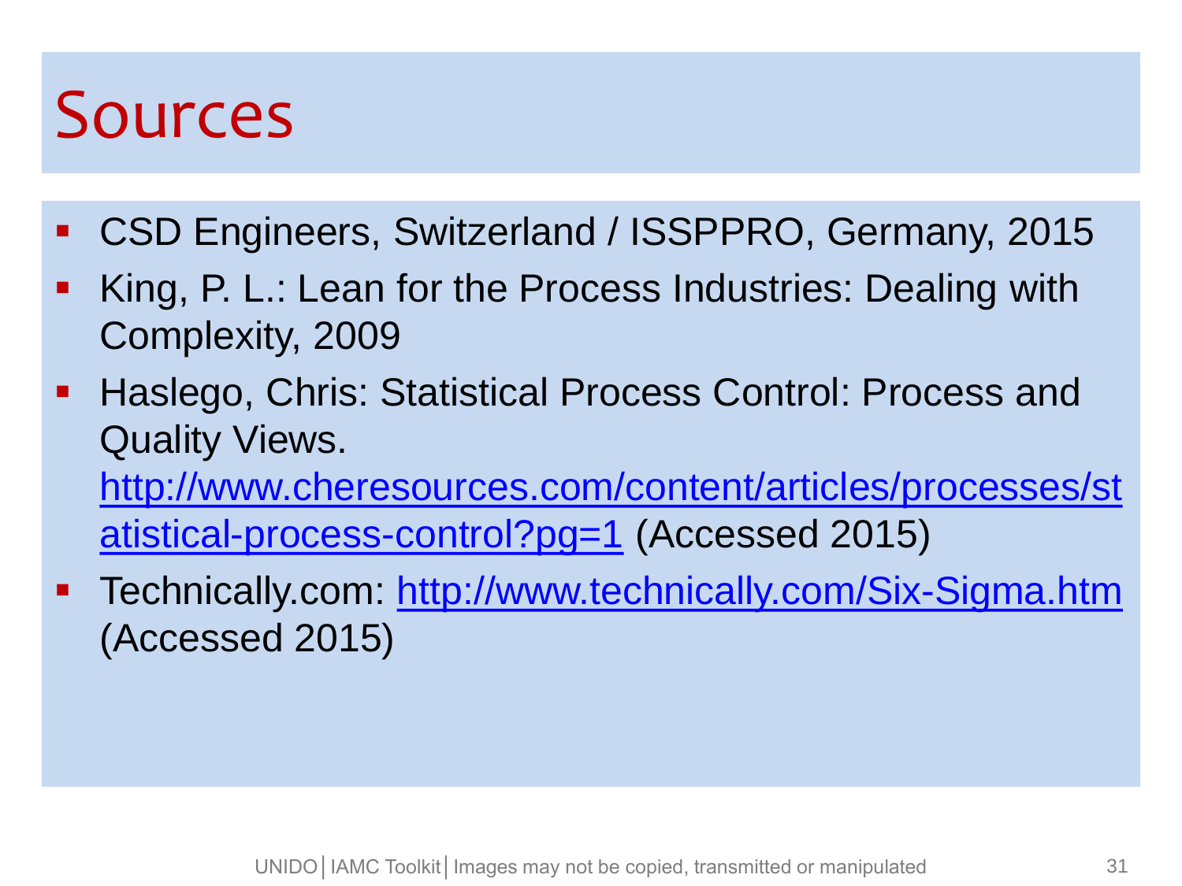# Sources

- CSD Engineers, Switzerland / ISSPPRO, Germany, 2015
- King, P. L.: Lean for the Process Industries: Dealing with Complexity, 2009
- Haslego, Chris: Statistical Process Control: Process and Quality Views. http://www.cheresources.com/content/articles/processes/statistical-process-control?pg=1 (Accessed 2015)
- Technically.com: http://www.technically.com/Six-Sigma.htm (Accessed 2015)

UNIDO | IAMC Toolkit | Images may not be copied, transmitted or manipulated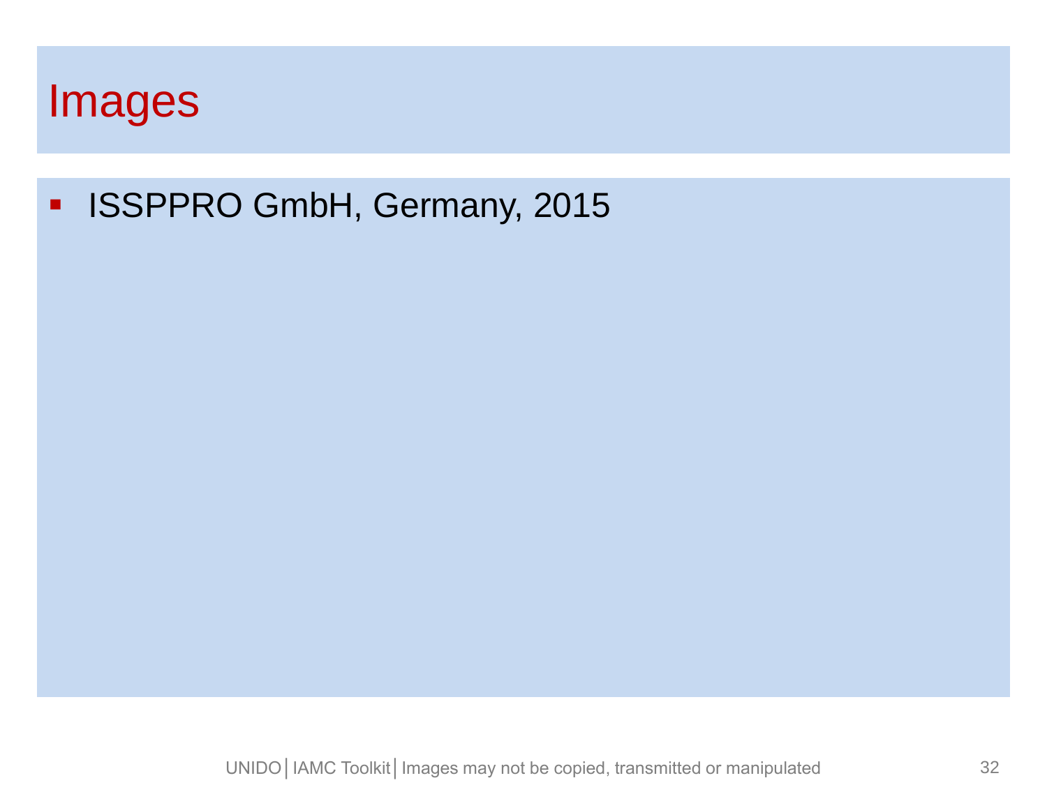# Images

- ISSPPRO GmbH, Germany, 2015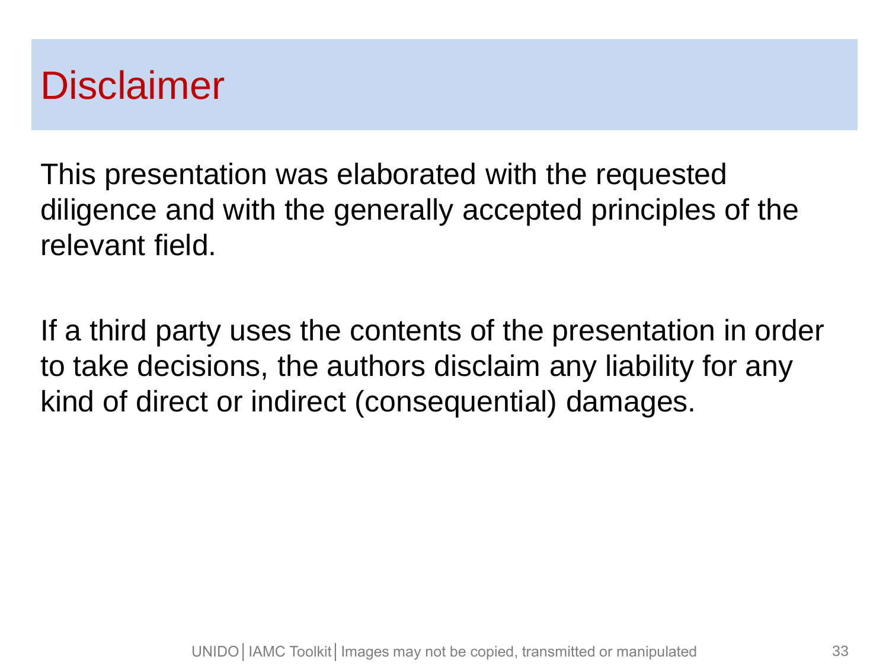# Disclaimer

This presentation was elaborated with the requested diligence and with the generally accepted principles of the relevant field.

If a third party uses the contents of the presentation in order to take decisions, the authors disclaim any liability for any kind of direct or indirect (consequential) damages.